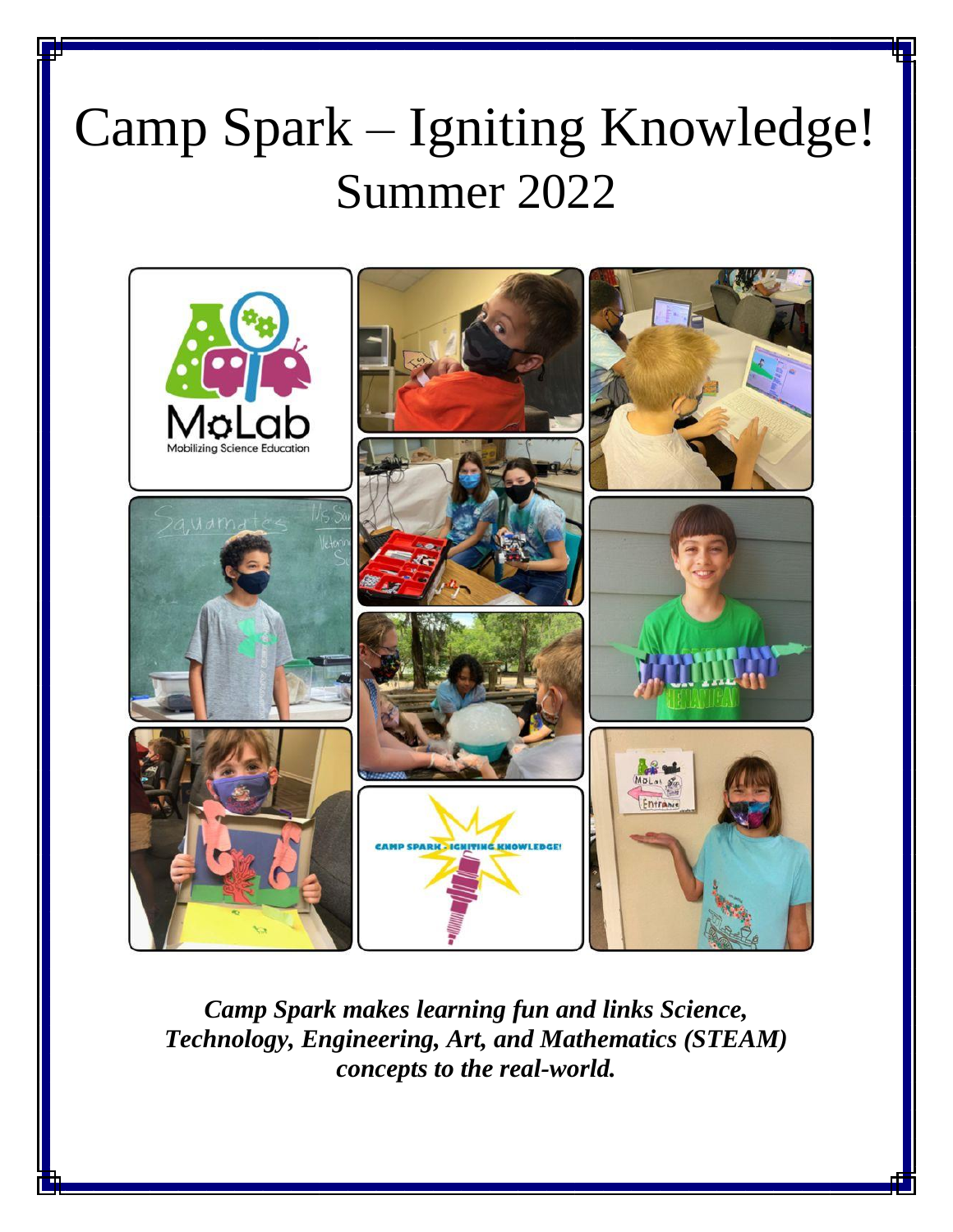# Camp Spark – Igniting Knowledge!
## Summer 2022

***Camp Spark makes learning fun and links Science, Technology, Engineering, Art, and Mathematics (STEAM) concepts to the real-world.***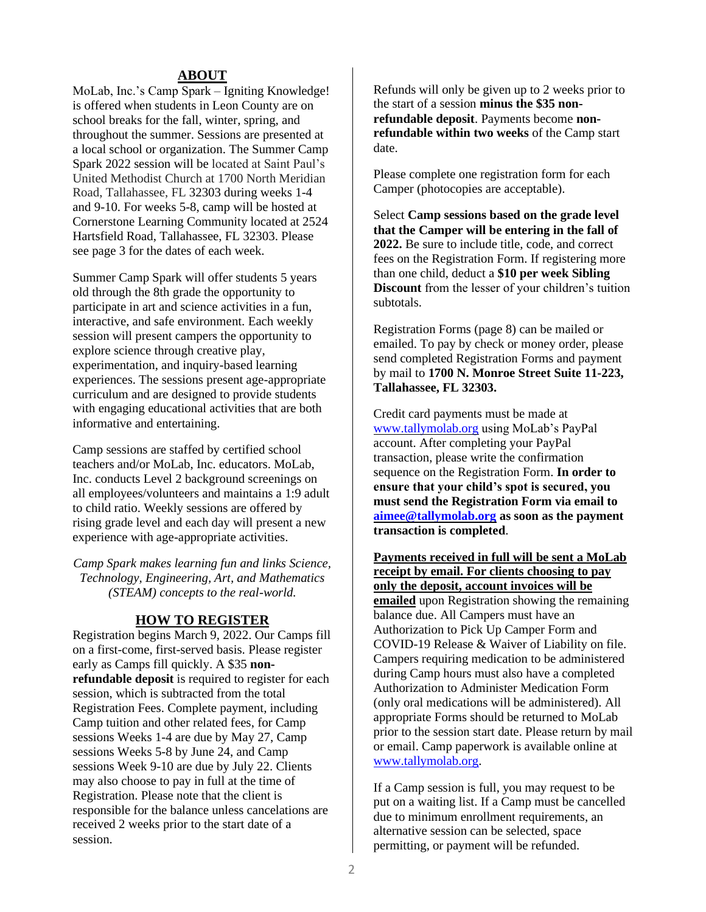## ABOUT

MoLab, Inc.'s Camp Spark – Igniting Knowledge! is offered when students in Leon County are on school breaks for the fall, winter, spring, and throughout the summer. Sessions are presented at a local school or organization. The Summer Camp Spark 2022 session will be located at Saint Paul's United Methodist Church at 1700 North Meridian Road, Tallahassee, FL 32303 during weeks 1-4 and 9-10. For weeks 5-8, camp will be hosted at Cornerstone Learning Community located at 2524 Hartsfield Road, Tallahassee, FL 32303. Please see page 3 for the dates of each week.

Summer Camp Spark will offer students 5 years old through the 8th grade the opportunity to participate in art and science activities in a fun, interactive, and safe environment. Each weekly session will present campers the opportunity to explore science through creative play, experimentation, and inquiry-based learning experiences. The sessions present age-appropriate curriculum and are designed to provide students with engaging educational activities that are both informative and entertaining.

Camp sessions are staffed by certified school teachers and/or MoLab, Inc. educators. MoLab, Inc. conducts Level 2 background screenings on all employees/volunteers and maintains a 1:9 adult to child ratio. Weekly sessions are offered by rising grade level and each day will present a new experience with age-appropriate activities.

*Camp Spark makes learning fun and links Science, Technology, Engineering, Art, and Mathematics (STEAM) concepts to the real-world.*

## HOW TO REGISTER

Registration begins March 9, 2022. Our Camps fill on a first-come, first-served basis. Please register early as Camps fill quickly. A $35 **non-refundable deposit** is required to register for each session, which is subtracted from the total Registration Fees. Complete payment, including Camp tuition and other related fees, for Camp sessions Weeks 1-4 are due by May 27, Camp sessions Weeks 5-8 by June 24, and Camp sessions Week 9-10 are due by July 22. Clients may also choose to pay in full at the time of Registration. Please note that the client is responsible for the balance unless cancelations are received 2 weeks prior to the start date of a session.

Refunds will only be given up to 2 weeks prior to the start of a session **minus the $35 non-refundable deposit**. Payments become **non-refundable within two weeks** of the Camp start date.

Please complete one registration form for each Camper (photocopies are acceptable).

Select **Camp sessions based on the grade level that the Camper will be entering in the fall of 2022.** Be sure to include title, code, and correct fees on the Registration Form. If registering more than one child, deduct a **$10 per week Sibling Discount** from the lesser of your children's tuition subtotals.

Registration Forms (page 8) can be mailed or emailed. To pay by check or money order, please send completed Registration Forms and payment by mail to **1700 N. Monroe Street Suite 11-223, Tallahassee, FL 32303.**

Credit card payments must be made at www.tallymolab.org using MoLab's PayPal account. After completing your PayPal transaction, please write the confirmation sequence on the Registration Form. **In order to ensure that your child's spot is secured, you must send the Registration Form via email to aimee@tallymolab.org as soon as the payment transaction is completed**.

**Payments received in full will be sent a MoLab receipt by email. For clients choosing to pay only the deposit, account invoices will be emailed** upon Registration showing the remaining balance due. All Campers must have an Authorization to Pick Up Camper Form and COVID-19 Release & Waiver of Liability on file. Campers requiring medication to be administered during Camp hours must also have a completed Authorization to Administer Medication Form (only oral medications will be administered). All appropriate Forms should be returned to MoLab prior to the session start date. Please return by mail or email. Camp paperwork is available online at www.tallymolab.org.

If a Camp session is full, you may request to be put on a waiting list. If a Camp must be cancelled due to minimum enrollment requirements, an alternative session can be selected, space permitting, or payment will be refunded.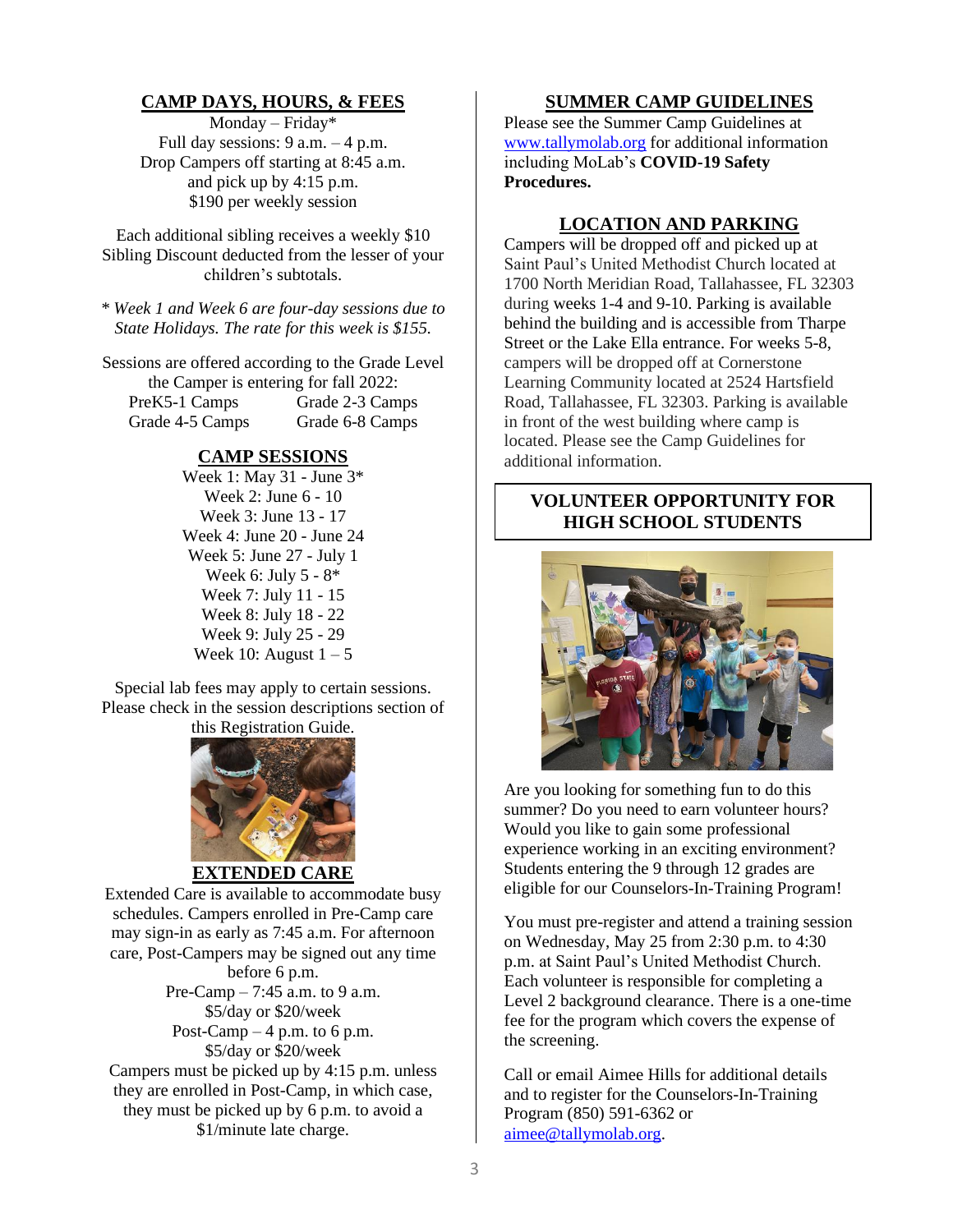## CAMP DAYS, HOURS, & FEES

Monday – Friday*
Full day sessions: 9 a.m. – 4 p.m.
Drop Campers off starting at 8:45 a.m. and pick up by 4:15 p.m.
$190 per weekly session

Each additional sibling receives a weekly $10 Sibling Discount deducted from the lesser of your children's subtotals.

* *Week 1 and Week 6 are four-day sessions due to State Holidays. The rate for this week is $155.*

Sessions are offered according to the Grade Level the Camper is entering for fall 2022:

| | |
|---|---|
| PreK5-1 Camps | Grade 2-3 Camps |
| Grade 4-5 Camps | Grade 6-8 Camps |

## CAMP SESSIONS

Week 1: May 31 - June 3*
Week 2: June 6 - 10
Week 3: June 13 - 17
Week 4: June 20 - June 24
Week 5: June 27 - July 1
Week 6: July 5 - 8*
Week 7: July 11 - 15
Week 8: July 18 - 22
Week 9: July 25 - 29
Week 10: August 1 – 5

Special lab fees may apply to certain sessions. Please check in the session descriptions section of this Registration Guide.

## EXTENDED CARE

Extended Care is available to accommodate busy schedules. Campers enrolled in Pre-Camp care may sign-in as early as 7:45 a.m. For afternoon care, Post-Campers may be signed out any time before 6 p.m.

Pre-Camp – 7:45 a.m. to 9 a.m.
$5/day or $20/week
Post-Camp – 4 p.m. to 6 p.m.
$5/day or $20/week

Campers must be picked up by 4:15 p.m. unless they are enrolled in Post-Camp, in which case, they must be picked up by 6 p.m. to avoid a $1/minute late charge.

## SUMMER CAMP GUIDELINES

Please see the Summer Camp Guidelines at www.tallymolab.org for additional information including MoLab's **COVID-19 Safety Procedures.**

## LOCATION AND PARKING

Campers will be dropped off and picked up at Saint Paul's United Methodist Church located at 1700 North Meridian Road, Tallahassee, FL 32303 during weeks 1-4 and 9-10. Parking is available behind the building and is accessible from Tharpe Street or the Lake Ella entrance. For weeks 5-8, campers will be dropped off at Cornerstone Learning Community located at 2524 Hartsfield Road, Tallahassee, FL 32303. Parking is available in front of the west building where camp is located. Please see the Camp Guidelines for additional information.

## VOLUNTEER OPPORTUNITY FOR HIGH SCHOOL STUDENTS

Are you looking for something fun to do this summer? Do you need to earn volunteer hours? Would you like to gain some professional experience working in an exciting environment? Students entering the 9 through 12 grades are eligible for our Counselors-In-Training Program!

You must pre-register and attend a training session on Wednesday, May 25 from 2:30 p.m. to 4:30 p.m. at Saint Paul's United Methodist Church. Each volunteer is responsible for completing a Level 2 background clearance. There is a one-time fee for the program which covers the expense of the screening.

Call or email Aimee Hills for additional details and to register for the Counselors-In-Training Program (850) 591-6362 or aimee@tallymolab.org.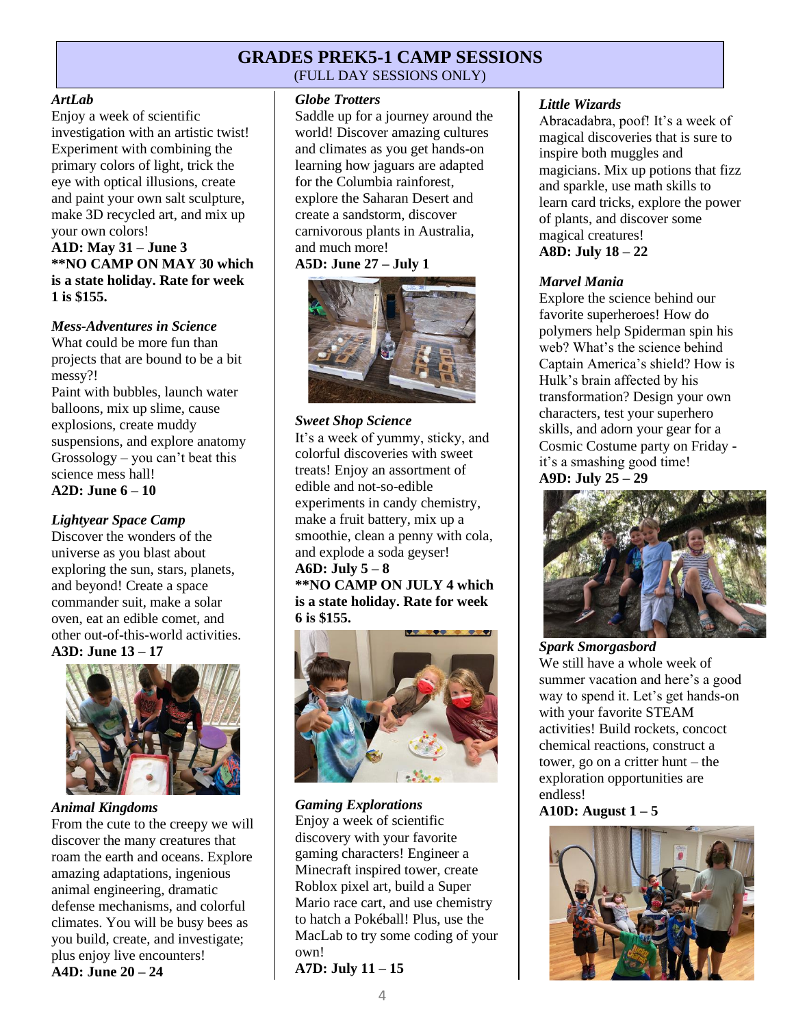## GRADES PREK5-1 CAMP SESSIONS
(FULL DAY SESSIONS ONLY)

***ArtLab***
Enjoy a week of scientific investigation with an artistic twist! Experiment with combining the primary colors of light, trick the eye with optical illusions, create and paint your own salt sculpture, make 3D recycled art, and mix up your own colors!
**A1D: May 31 – June 3**
****NO CAMP ON MAY 30 which is a state holiday. Rate for week 1 is $155.**

***Mess-Adventures in Science***
What could be more fun than projects that are bound to be a bit messy?!
Paint with bubbles, launch water balloons, mix up slime, cause explosions, create muddy suspensions, and explore anatomy Grossology – you can't beat this science mess hall!
**A2D: June 6 – 10**

***Lightyear Space Camp***
Discover the wonders of the universe as you blast about exploring the sun, stars, planets, and beyond! Create a space commander suit, make a solar oven, eat an edible comet, and other out-of-this-world activities.
**A3D: June 13 – 17**

***Animal Kingdoms***
From the cute to the creepy we will discover the many creatures that roam the earth and oceans. Explore amazing adaptations, ingenious animal engineering, dramatic defense mechanisms, and colorful climates. You will be busy bees as you build, create, and investigate; plus enjoy live encounters!
**A4D: June 20 – 24**

***Globe Trotters***
Saddle up for a journey around the world! Discover amazing cultures and climates as you get hands-on learning how jaguars are adapted for the Columbia rainforest, explore the Saharan Desert and create a sandstorm, discover carnivorous plants in Australia, and much more!
**A5D: June 27 – July 1**

***Sweet Shop Science***
It's a week of yummy, sticky, and colorful discoveries with sweet treats! Enjoy an assortment of edible and not-so-edible experiments in candy chemistry, make a fruit battery, mix up a smoothie, clean a penny with cola, and explode a soda geyser!
**A6D: July 5 – 8**
****NO CAMP ON JULY 4 which is a state holiday. Rate for week 6 is $155.**

***Gaming Explorations***
Enjoy a week of scientific discovery with your favorite gaming characters! Engineer a Minecraft inspired tower, create Roblox pixel art, build a Super Mario race cart, and use chemistry to hatch a Pokéball! Plus, use the MacLab to try some coding of your own!
**A7D: July 11 – 15**

***Little Wizards***
Abracadabra, poof! It's a week of magical discoveries that is sure to inspire both muggles and magicians. Mix up potions that fizz and sparkle, use math skills to learn card tricks, explore the power of plants, and discover some magical creatures!
**A8D: July 18 – 22**

***Marvel Mania***
Explore the science behind our favorite superheroes! How do polymers help Spiderman spin his web? What's the science behind Captain America's shield? How is Hulk's brain affected by his transformation? Design your own characters, test your superhero skills, and adorn your gear for a Cosmic Costume party on Friday - it's a smashing good time!
**A9D: July 25 – 29**

***Spark Smorgasbord***
We still have a whole week of summer vacation and here's a good way to spend it. Let's get hands-on with your favorite STEAM activities! Build rockets, concoct chemical reactions, construct a tower, go on a critter hunt – the exploration opportunities are endless!
**A10D: August 1 – 5**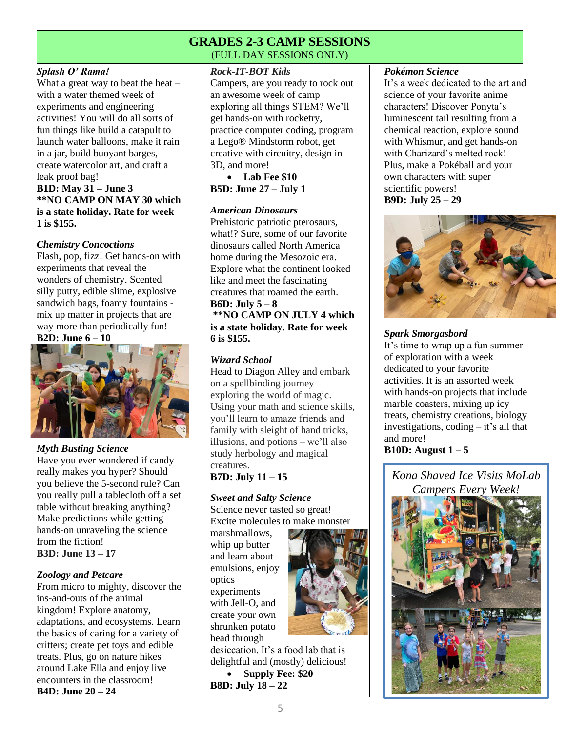# GRADES 2-3 CAMP SESSIONS

(FULL DAY SESSIONS ONLY)

***Splash O' Rama!***

What a great way to beat the heat – with a water themed week of experiments and engineering activities! You will do all sorts of fun things like build a catapult to launch water balloons, make it rain in a jar, build buoyant barges, create watercolor art, and craft a leak proof bag!

**B1D: May 31 – June 3**

****NO CAMP ON MAY 30 which is a state holiday. Rate for week 1 is $155.**

*Chemistry Concoctions*

Flash, pop, fizz! Get hands-on with experiments that reveal the wonders of chemistry. Scented silly putty, edible slime, explosive sandwich bags, foamy fountains - mix up matter in projects that are way more than periodically fun!

**B2D: June 6 – 10**

*Myth Busting Science*

Have you ever wondered if candy really makes you hyper? Should you believe the 5-second rule? Can you really pull a tablecloth off a set table without breaking anything? Make predictions while getting hands-on unraveling the science from the fiction!

**B3D: June 13 – 17**

*Zoology and Petcare*

From micro to mighty, discover the ins-and-outs of the animal kingdom! Explore anatomy, adaptations, and ecosystems. Learn the basics of caring for a variety of critters; create pet toys and edible treats. Plus, go on nature hikes around Lake Ella and enjoy live encounters in the classroom!

**B4D: June 20 – 24**

*Rock-IT-BOT Kids*

Campers, are you ready to rock out an awesome week of camp exploring all things STEM? We'll get hands-on with rocketry, practice computer coding, program a Lego® Mindstorm robot, get creative with circuitry, design in 3D, and more!

- **Lab Fee $10**

**B5D: June 27 – July 1**

***American Dinosaurs***

Prehistoric patriotic pterosaurs, what!? Sure, some of our favorite dinosaurs called North America home during the Mesozoic era. Explore what the continent looked like and meet the fascinating creatures that roamed the earth.

**B6D: July 5 – 8**

****NO CAMP ON JULY 4 which is a state holiday. Rate for week 6 is $155.**

***Wizard School***

Head to Diagon Alley and embark on a spellbinding journey exploring the world of magic. Using your math and science skills, you'll learn to amaze friends and family with sleight of hand tricks, illusions, and potions – we'll also study herbology and magical creatures.

**B7D: July 11 – 15**

***Sweet and Salty Science***

Science never tasted so great! Excite molecules to make monster marshmallows, whip up butter and learn about emulsions, enjoy optics experiments with Jell-O, and create your own shrunken potato head through desiccation. It's a food lab that is delightful and (mostly) delicious!

- **Supply Fee: $20**

**B8D: July 18 – 22**

***Pokémon Science***

It's a week dedicated to the art and science of your favorite anime characters! Discover Ponyta's luminescent tail resulting from a chemical reaction, explore sound with Whismur, and get hands-on with Charizard's melted rock! Plus, make a Pokéball and your own characters with super scientific powers!

**B9D: July 25 – 29**

***Spark Smorgasbord***

It's time to wrap up a fun summer of exploration with a week dedicated to your favorite activities. It is an assorted week with hands-on projects that include marble coasters, mixing up icy treats, chemistry creations, biology investigations, coding – it's all that and more!

**B10D: August 1 – 5**

*Kona Shaved Ice Visits MoLab Campers Every Week!*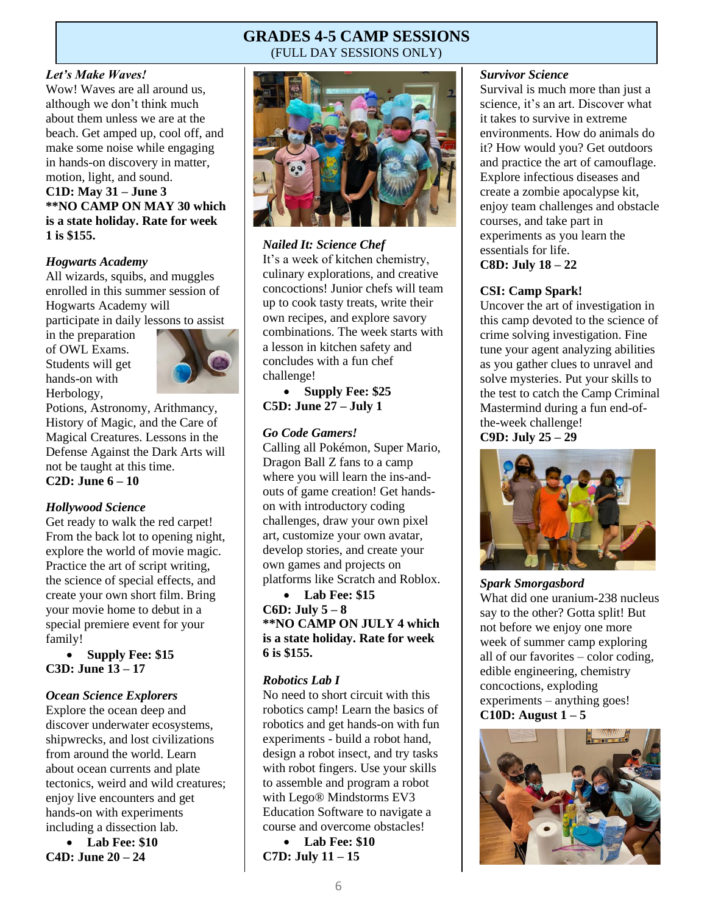# GRADES 4-5 CAMP SESSIONS
(FULL DAY SESSIONS ONLY)

***Let's Make Waves!***
Wow! Waves are all around us, although we don't think much about them unless we are at the beach. Get amped up, cool off, and make some noise while engaging in hands-on discovery in matter, motion, light, and sound.
**C1D: May 31 – June 3**
****NO CAMP ON MAY 30 which is a state holiday. Rate for week 1 is $155.**

***Hogwarts Academy***
All wizards, squibs, and muggles enrolled in this summer session of Hogwarts Academy will participate in daily lessons to assist in the preparation of OWL Exams. Students will get hands-on with Herbology, Potions, Astronomy, Arithmancy, History of Magic, and the Care of Magical Creatures. Lessons in the Defense Against the Dark Arts will not be taught at this time.
**C2D: June 6 – 10**

***Hollywood Science***
Get ready to walk the red carpet! From the back lot to opening night, explore the world of movie magic. Practice the art of script writing, the science of special effects, and create your own short film. Bring your movie home to debut in a special premiere event for your family!

- **Supply Fee: $15**

**C3D: June 13 – 17**

***Ocean Science Explorers***
Explore the ocean deep and discover underwater ecosystems, shipwrecks, and lost civilizations from around the world. Learn about ocean currents and plate tectonics, weird and wild creatures; enjoy live encounters and get hands-on with experiments including a dissection lab.

- **Lab Fee: $10**

**C4D: June 20 – 24**

***Nailed It: Science Chef***
It's a week of kitchen chemistry, culinary explorations, and creative concoctions! Junior chefs will team up to cook tasty treats, write their own recipes, and explore savory combinations. The week starts with a lesson in kitchen safety and concludes with a fun chef challenge!

- **Supply Fee: $25**

**C5D: June 27 – July 1**

***Go Code Gamers!***
Calling all Pokémon, Super Mario, Dragon Ball Z fans to a camp where you will learn the ins-and-outs of game creation! Get hands-on with introductory coding challenges, draw your own pixel art, customize your own avatar, develop stories, and create your own games and projects on platforms like Scratch and Roblox.

- **Lab Fee: $15**

**C6D: July 5 – 8**
****NO CAMP ON JULY 4 which is a state holiday. Rate for week 6 is $155.**

***Robotics Lab I***
No need to short circuit with this robotics camp! Learn the basics of robotics and get hands-on with fun experiments - build a robot hand, design a robot insect, and try tasks with robot fingers. Use your skills to assemble and program a robot with Lego® Mindstorms EV3 Education Software to navigate a course and overcome obstacles!

- **Lab Fee: $10**

**C7D: July 11 – 15**

***Survivor Science***
Survival is much more than just a science, it's an art. Discover what it takes to survive in extreme environments. How do animals do it? How would you? Get outdoors and practice the art of camouflage. Explore infectious diseases and create a zombie apocalypse kit, enjoy team challenges and obstacle courses, and take part in experiments as you learn the essentials for life.
**C8D: July 18 – 22**

**CSI: Camp Spark!**
Uncover the art of investigation in this camp devoted to the science of crime solving investigation. Fine tune your agent analyzing abilities as you gather clues to unravel and solve mysteries. Put your skills to the test to catch the Camp Criminal Mastermind during a fun end-of-the-week challenge!
**C9D: July 25 – 29**

***Spark Smorgasbord***
What did one uranium-238 nucleus say to the other? Gotta split! But not before we enjoy one more week of summer camp exploring all of our favorites – color coding, edible engineering, chemistry concoctions, exploding experiments – anything goes!
**C10D: August 1 – 5**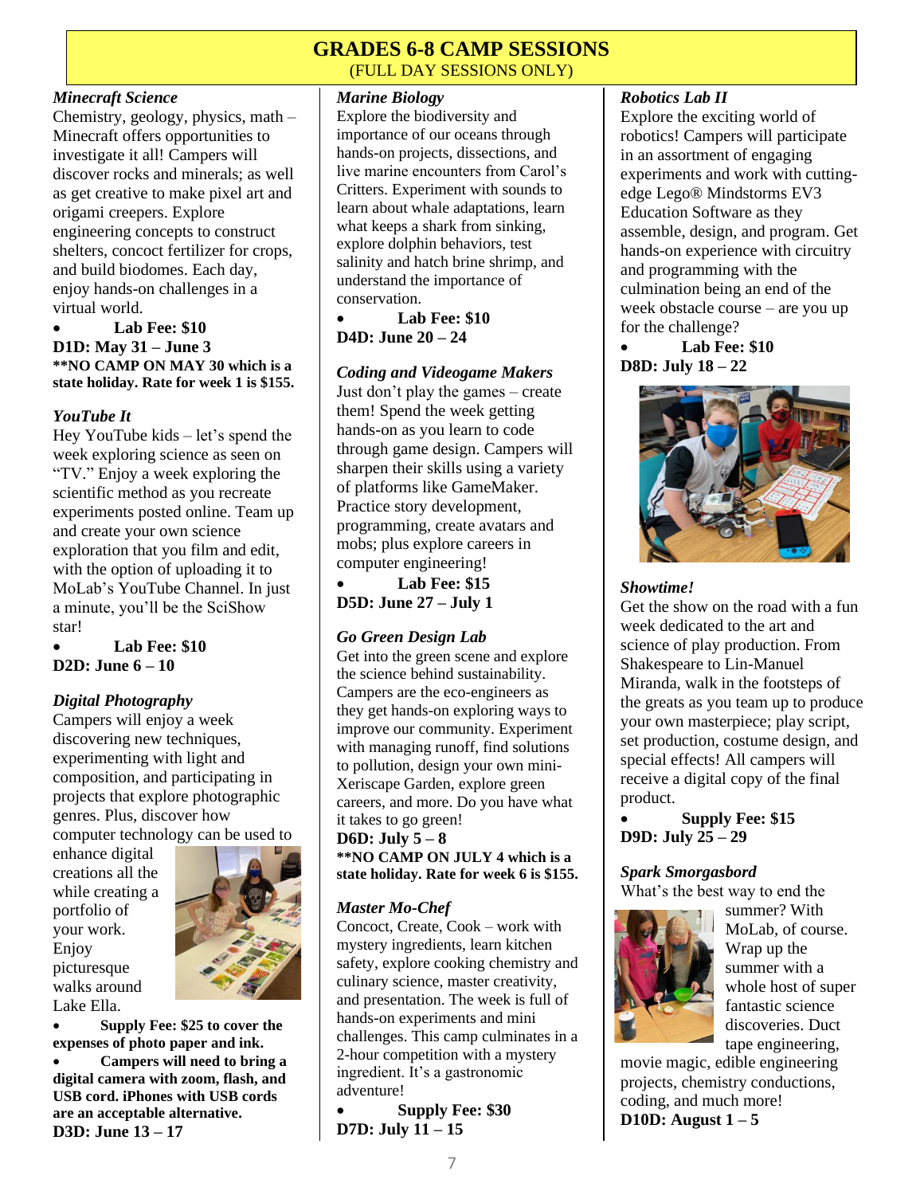# GRADES 6-8 CAMP SESSIONS

(FULL DAY SESSIONS ONLY)

### *Minecraft Science*

Chemistry, geology, physics, math – Minecraft offers opportunities to investigate it all! Campers will discover rocks and minerals; as well as get creative to make pixel art and origami creepers. Explore engineering concepts to construct shelters, concoct fertilizer for crops, and build biodomes. Each day, enjoy hands-on challenges in a virtual world.

- **Lab Fee: $10**

**D1D: May 31 – June 3**

**\*\*NO CAMP ON MAY 30 which is a state holiday. Rate for week 1 is $155.**

### *YouTube It*

Hey YouTube kids – let's spend the week exploring science as seen on "TV." Enjoy a week exploring the scientific method as you recreate experiments posted online. Team up and create your own science exploration that you film and edit, with the option of uploading it to MoLab's YouTube Channel. In just a minute, you'll be the SciShow star!

- **Lab Fee: $10**

**D2D: June 6 – 10**

### *Digital Photography*

Campers will enjoy a week discovering new techniques, experimenting with light and composition, and participating in projects that explore photographic genres. Plus, discover how computer technology can be used to enhance digital creations all the while creating a portfolio of your work. Enjoy picturesque walks around Lake Ella.

- **Supply Fee: $25 to cover the expenses of photo paper and ink.**
- **Campers will need to bring a digital camera with zoom, flash, and USB cord. iPhones with USB cords are an acceptable alternative.**

**D3D: June 13 – 17**

### *Marine Biology*

Explore the biodiversity and importance of our oceans through hands-on projects, dissections, and live marine encounters from Carol's Critters. Experiment with sounds to learn about whale adaptations, learn what keeps a shark from sinking, explore dolphin behaviors, test salinity and hatch brine shrimp, and understand the importance of conservation.

- **Lab Fee: $10**

**D4D: June 20 – 24**

### *Coding and Videogame Makers*

Just don't play the games – create them! Spend the week getting hands-on as you learn to code through game design. Campers will sharpen their skills using a variety of platforms like GameMaker. Practice story development, programming, create avatars and mobs; plus explore careers in computer engineering!

- **Lab Fee: $15**

**D5D: June 27 – July 1**

### *Go Green Design Lab*

Get into the green scene and explore the science behind sustainability. Campers are the eco-engineers as they get hands-on exploring ways to improve our community. Experiment with managing runoff, find solutions to pollution, design your own mini-Xeriscape Garden, explore green careers, and more. Do you have what it takes to go green!

**D6D: July 5 – 8**

**\*\*NO CAMP ON JULY 4 which is a state holiday. Rate for week 6 is $155.**

### *Master Mo-Chef*

Concoct, Create, Cook – work with mystery ingredients, learn kitchen safety, explore cooking chemistry and culinary science, master creativity, and presentation. The week is full of hands-on experiments and mini challenges. This camp culminates in a 2-hour competition with a mystery ingredient. It's a gastronomic adventure!

- **Supply Fee: $30**

**D7D: July 11 – 15**

### *Robotics Lab II*

Explore the exciting world of robotics! Campers will participate in an assortment of engaging experiments and work with cutting-edge Lego® Mindstorms EV3 Education Software as they assemble, design, and program. Get hands-on experience with circuitry and programming with the culmination being an end of the week obstacle course – are you up for the challenge?

- **Lab Fee: $10**

**D8D: July 18 – 22**

### *Showtime!*

Get the show on the road with a fun week dedicated to the art and science of play production. From Shakespeare to Lin-Manuel Miranda, walk in the footsteps of the greats as you team up to produce your own masterpiece; play script, set production, costume design, and special effects! All campers will receive a digital copy of the final product.

- **Supply Fee: $15**

**D9D: July 25 – 29**

### *Spark Smorgasbord*

What's the best way to end the summer? With MoLab, of course. Wrap up the summer with a whole host of super fantastic science discoveries. Duct tape engineering, movie magic, edible engineering projects, chemistry conductions, coding, and much more!

**D10D: August 1 – 5**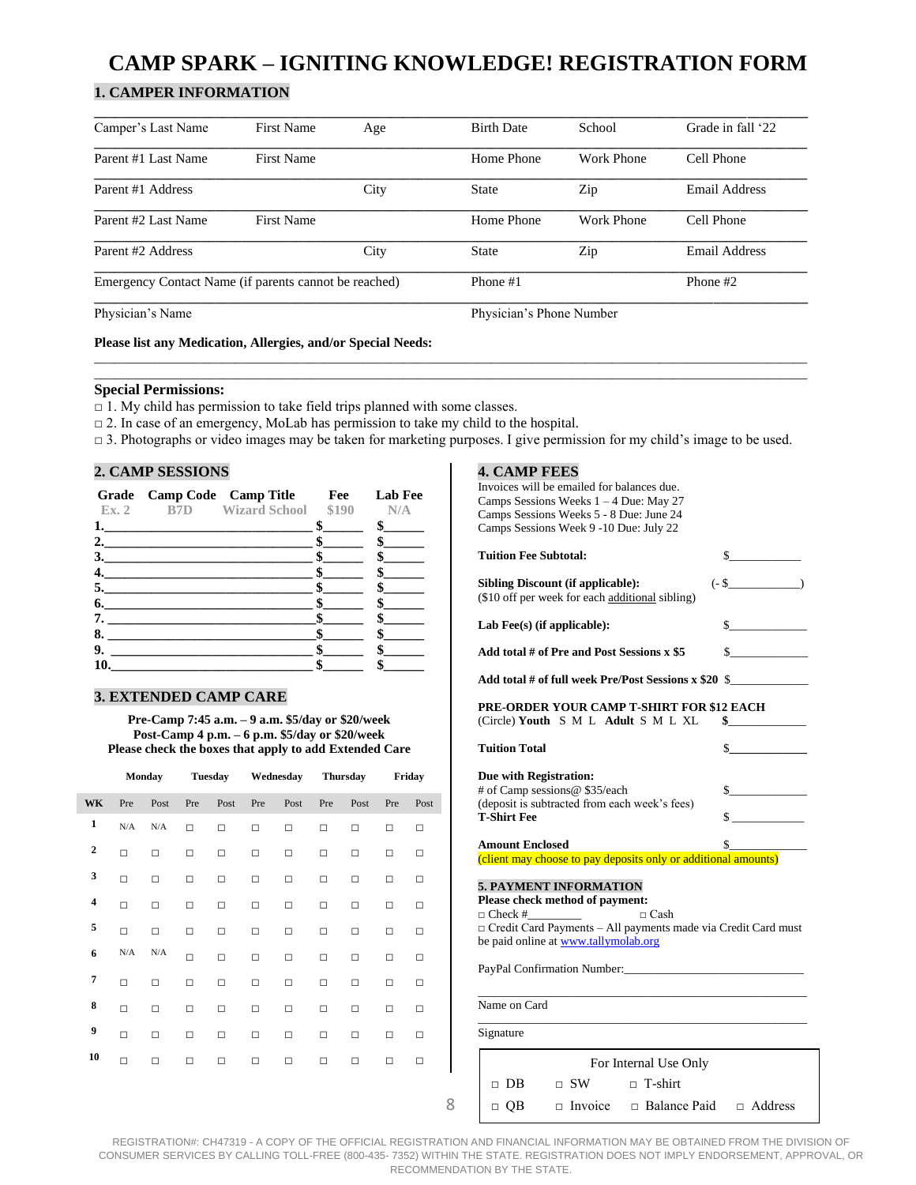# CAMP SPARK – IGNITING KNOWLEDGE! REGISTRATION FORM

## 1. CAMPER INFORMATION

| | | | | | |
|---|---|---|---|---|---|
| Camper's Last Name | First Name | Age | Birth Date | School | Grade in fall '22 |
| Parent #1 Last Name | First Name | | Home Phone | Work Phone | Cell Phone |
| Parent #1 Address | | City | State | Zip | Email Address |
| Parent #2 Last Name | First Name | | Home Phone | Work Phone | Cell Phone |
| Parent #2 Address | | City | State | Zip | Email Address |
| Emergency Contact Name (if parents cannot be reached) | | | Phone #1 | | Phone #2 |
| Physician's Name | | | Physician's Phone Number | | |

**Please list any Medication, Allergies, and/or Special Needs:**

______________________________________________

______________________________________________

**Special Permissions:**

□ 1. My child has permission to take field trips planned with some classes.
□ 2. In case of an emergency, MoLab has permission to take my child to the hospital.
□ 3. Photographs or video images may be taken for marketing purposes. I give permission for my child's image to be used.

## 2. CAMP SESSIONS

| Grade | Camp Code | Camp Title | Fee | Lab Fee |
|---|---|---|---|---|
| Ex. 2 | B7D | Wizard School | $190 | N/A |
| 1. | | | $______ | $______ |
| 2. | | | $______ | $______ |
| 3. | | | $______ | $______ |
| 4. | | | $______ | $______ |
| 5. | | | $______ | $______ |
| 6. | | | $______ | $______ |
| 7. | | | $______ | $______ |
| 8. | | | $______ | $______ |
| 9. | | | $______ | $______ |
| 10. | | | $______ | $______ |

## 3. EXTENDED CAMP CARE

**Pre-Camp 7:45 a.m. – 9 a.m. $5/day or $20/week**
**Post-Camp 4 p.m. – 6 p.m. $5/day or $20/week**
**Please check the boxes that apply to add Extended Care**

| | Monday | | Tuesday | | Wednesday | | Thursday | | Friday | |
|---|---|---|---|---|---|---|---|---|---|---|
| **WK** | Pre | Post | Pre | Post | Pre | Post | Pre | Post | Pre | Post |
| 1 | N/A | N/A | □ | □ | □ | □ | □ | □ | □ | □ |
| 2 | □ | □ | □ | □ | □ | □ | □ | □ | □ | □ |
| 3 | □ | □ | □ | □ | □ | □ | □ | □ | □ | □ |
| 4 | □ | □ | □ | □ | □ | □ | □ | □ | □ | □ |
| 5 | □ | □ | □ | □ | □ | □ | □ | □ | □ | □ |
| 6 | N/A | N/A | □ | □ | □ | □ | □ | □ | □ | □ |
| 7 | □ | □ | □ | □ | □ | □ | □ | □ | □ | □ |
| 8 | □ | □ | □ | □ | □ | □ | □ | □ | □ | □ |
| 9 | □ | □ | □ | □ | □ | □ | □ | □ | □ | □ |
| 10 | □ | □ | □ | □ | □ | □ | □ | □ | □ | □ |

## 4. CAMP FEES

Invoices will be emailed for balances due.
Camps Sessions Weeks 1 – 4 Due: May 27
Camps Sessions Weeks 5 - 8 Due: June 24
Camps Sessions Week 9 -10 Due: July 22

**Tuction Fee Subtotal:** $__________

**Sibling Discount (if applicable):** (- $__________)
($10 off per week for each additional sibling)

**Lab Fee(s) (if applicable):** $__________

**Add total # of Pre and Post Sessions x $5** $__________

**Add total # of full week Pre/Post Sessions x $20** $__________

**PRE-ORDER YOUR CAMP T-SHIRT FOR $12 EACH**
(Circle) **Youth** S M L **Adult** S M L XL $__________

**Tuition Total** $__________

**Due with Registration:**
\# of Camp sessions@ $35/each $__________
(deposit is subtracted from each week's fees)
**T-Shirt Fee** $__________

**Amount Enclosed** $__________
(client may choose to pay deposits only or additional amounts)

## 5. PAYMENT INFORMATION

**Please check method of payment:**
□ Check #_________ □ Cash
□ Credit Card Payments – All payments made via Credit Card must be paid online at www.tallymolab.org

PayPal Confirmation Number:______________________

______________________________________________
Name on Card

______________________________________________
Signature

| For Internal Use Only | | | |
|---|---|---|---|
| □ DB | □ SW | □ T-shirt | |
| □ QB | □ Invoice | □ Balance Paid | □ Address |

REGISTRATION#: CH47319 - A COPY OF THE OFFICIAL REGISTRATION AND FINANCIAL INFORMATION MAY BE OBTAINED FROM THE DIVISION OF CONSUMER SERVICES BY CALLING TOLL-FREE (800-435- 7352) WITHIN THE STATE. REGISTRATION DOES NOT IMPLY ENDORSEMENT, APPROVAL, OR RECOMMENDATION BY THE STATE.